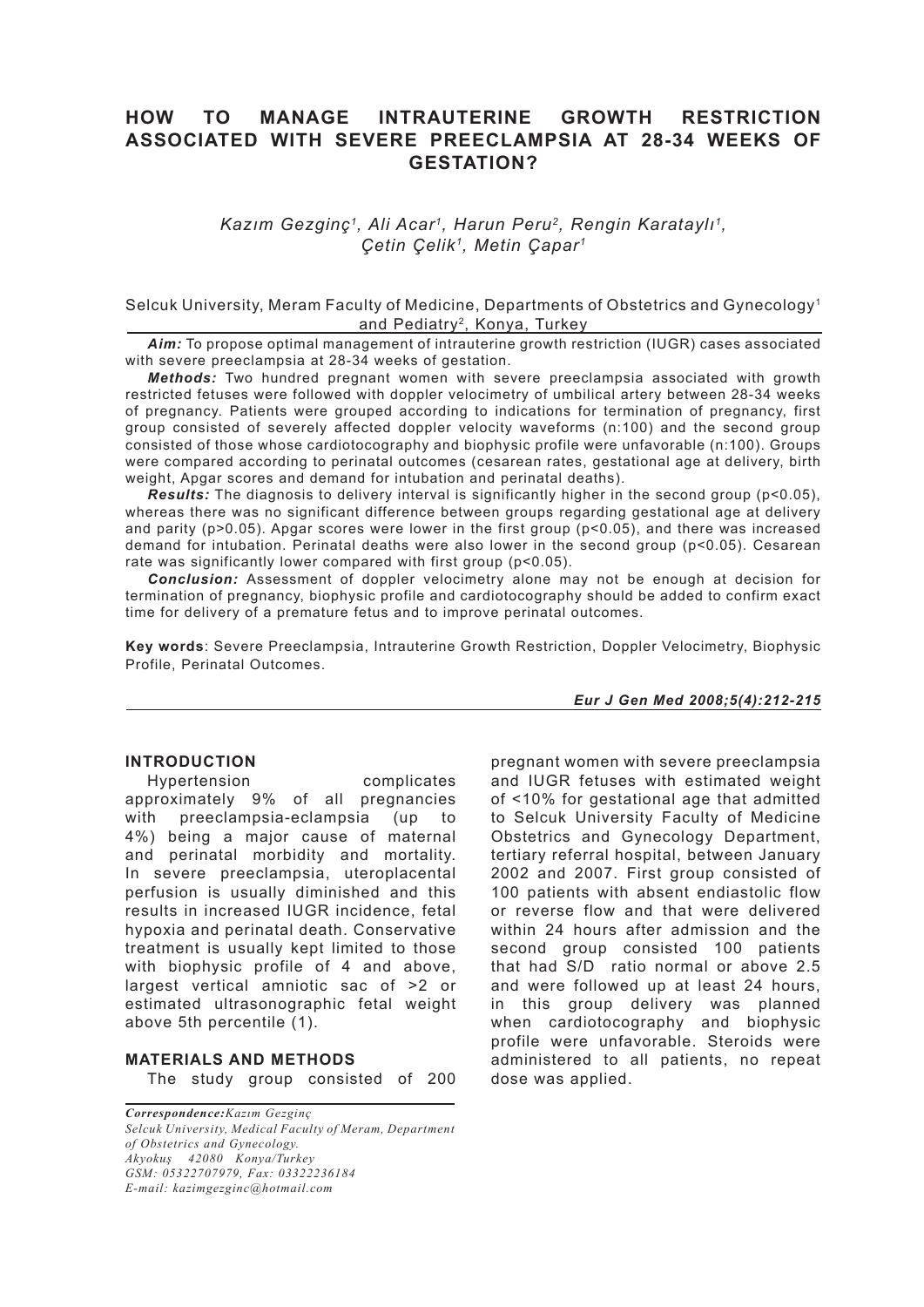# HOW TO MANAGE INTRAUTERINE GROWTH RESTRICTION ASSOCIATED WITH SEVERE PREECLAMPSIA AT 28-34 WEEKS OF GESTATION?

*Kazım Gezginç[1], Ali Acar[1], Harun Peru[2], Rengin Karataylı[1], Çetin Çelik[1], Metin Çapar[1]*

Selcuk University, Meram Faculty of Medicine, Departments of Obstetrics and Gynecology[1] and Pediatry[2], Konya, Turkey

***Aim:*** To propose optimal management of intrauterine growth restriction (IUGR) cases associated with severe preeclampsia at 28-34 weeks of gestation.

***Methods:*** Two hundred pregnant women with severe preeclampsia associated with growth restricted fetuses were followed with doppler velocimetry of umbilical artery between 28-34 weeks of pregnancy. Patients were grouped according to indications for termination of pregnancy, first group consisted of severely affected doppler velocity waveforms (n:100) and the second group consisted of those whose cardiotocography and biophysic profile were unfavorable (n:100). Groups were compared according to perinatal outcomes (cesarean rates, gestational age at delivery, birth weight, Apgar scores and demand for intubation and perinatal deaths).

***Results:*** The diagnosis to delivery interval is significantly higher in the second group ($p<0.05$), whereas there was no significant difference between groups regarding gestational age at delivery and parity ($p>0.05$). Apgar scores were lower in the first group ($p<0.05$), and there was increased demand for intubation. Perinatal deaths were also lower in the second group ($p<0.05$). Cesarean rate was significantly lower compared with first group ($p<0.05$).

***Conclusion:*** Assessment of doppler velocimetry alone may not be enough at decision for termination of pregnancy, biophysic profile and cardiotocography should be added to confirm exact time for delivery of a premature fetus and to improve perinatal outcomes.

**Key words**: Severe Preeclampsia, Intrauterine Growth Restriction, Doppler Velocimetry, Biophysic Profile, Perinatal Outcomes.

***Eur J Gen Med 2008;5(4):212-215***

## INTRODUCTION

Hypertension complicates approximately 9% of all pregnancies with preeclampsia-eclampsia (up to 4%) being a major cause of maternal and perinatal morbidity and mortality. In severe preeclampsia, uteroplacental perfusion is usually diminished and this results in increased IUGR incidence, fetal hypoxia and perinatal death. Conservative treatment is usually kept limited to those with biophysic profile of 4 and above, largest vertical amniotic sac of >2 or estimated ultrasonographic fetal weight above 5th percentile (1).

## MATERIALS AND METHODS

The study group consisted of 200 pregnant women with severe preeclampsia and IUGR fetuses with estimated weight of <10% for gestational age that admitted to Selcuk University Faculty of Medicine Obstetrics and Gynecology Department, tertiary referral hospital, between January 2002 and 2007. First group consisted of 100 patients with absent endiastolic flow or reverse flow and that were delivered within 24 hours after admission and the second group consisted 100 patients that had S/D ratio normal or above 2.5 and were followed up at least 24 hours, in this group delivery was planned when cardiotocography and biophysic profile were unfavorable. Steroids were administered to all patients, no repeat dose was applied.

*Correspondence: Kazım Gezginç*
*Selcuk University, Medical Faculty of Meram, Department of Obstetrics and Gynecology.*
*Akyokuş 42080 Konya/Turkey*
*GSM: 05322707979, Fax: 03322236184*
*E-mail: kazimgezginc@hotmail.com*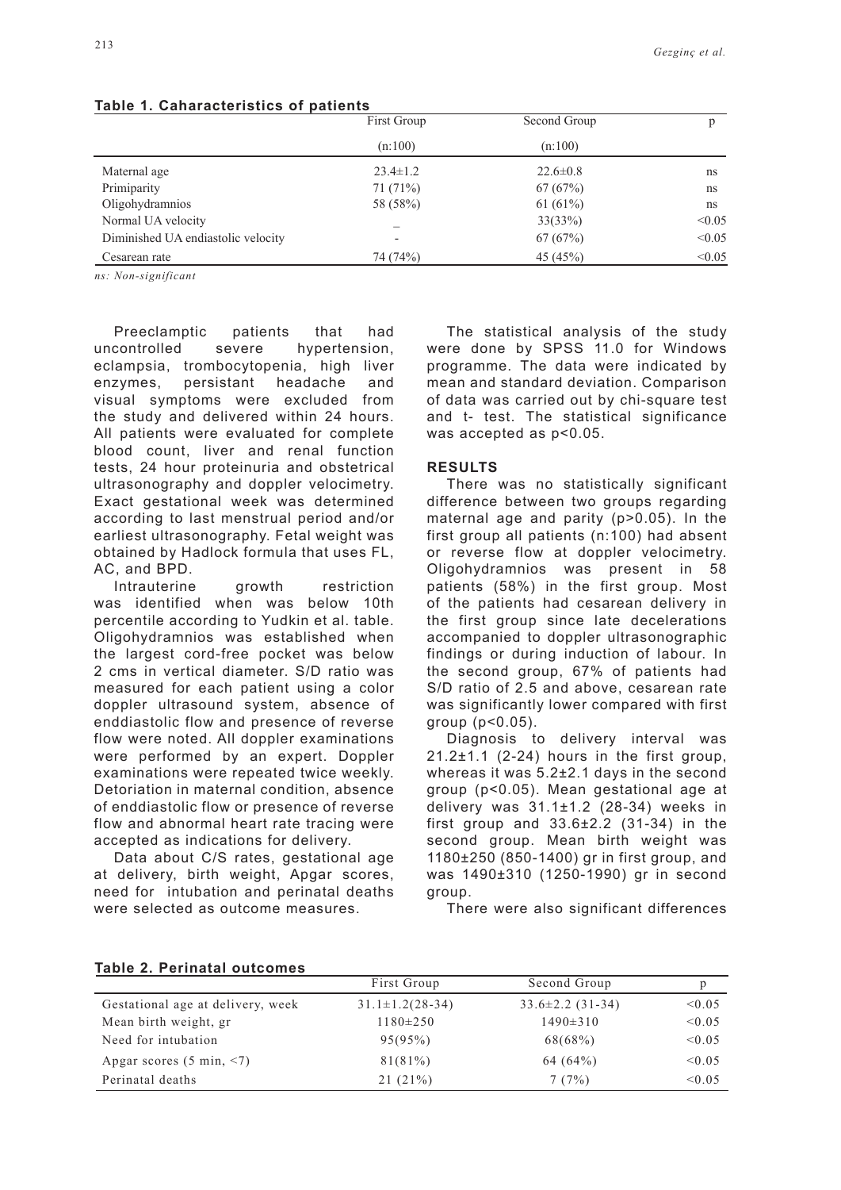**Table 1. Caharacteristics of patients**

| | First Group (n:100) | Second Group (n:100) | p |
|---|---|---|---|
| Maternal age | 23.4±1.2 | 22.6±0.8 | ns |
| Primiparity | 71 (71%) | 67 (67%) | ns |
| Oligohydramnios | 58 (58%) | 61 (61%) | ns |
| Normal UA velocity | – | 33(33%) | <0.05 |
| Diminished UA endiastolic velocity | - | 67 (67%) | <0.05 |
| Cesarean rate | 74 (74%) | 45 (45%) | <0.05 |

*ns: Non-significant*

Preeclamptic patients that had uncontrolled severe hypertension, eclampsia, trombocytopenia, high liver enzymes, persistant headache and visual symptoms were excluded from the study and delivered within 24 hours. All patients were evaluated for complete blood count, liver and renal function tests, 24 hour proteinuria and obstetrical ultrasonography and doppler velocimetry. Exact gestational week was determined according to last menstrual period and/or earliest ultrasonography. Fetal weight was obtained by Hadlock formula that uses FL, AC, and BPD.

Intrauterine growth restriction was identified when was below 10th percentile according to Yudkin et al. table. Oligohydramnios was established when the largest cord-free pocket was below 2 cms in vertical diameter. S/D ratio was measured for each patient using a color doppler ultrasound system, absence of enddiastolic flow and presence of reverse flow were noted. All doppler examinations were performed by an expert. Doppler examinations were repeated twice weekly. Detoriation in maternal condition, absence of enddiastolic flow or presence of reverse flow and abnormal heart rate tracing were accepted as indications for delivery.

Data about C/S rates, gestational age at delivery, birth weight, Apgar scores, need for intubation and perinatal deaths were selected as outcome measures.

The statistical analysis of the study were done by SPSS 11.0 for Windows programme. The data were indicated by mean and standard deviation. Comparison of data was carried out by chi-square test and t- test. The statistical significance was accepted as $p<0.05$.

## RESULTS

There was no statistically significant difference between two groups regarding maternal age and parity ($p>0.05$). In the first group all patients (n:100) had absent or reverse flow at doppler velocimetry. Oligohydramnios was present in 58 patients (58%) in the first group. Most of the patients had cesarean delivery in the first group since late decelerations accompanied to doppler ultrasonographic findings or during induction of labour. In the second group, 67% of patients had S/D ratio of 2.5 and above, cesarean rate was significantly lower compared with first group ($p<0.05$).

Diagnosis to delivery interval was 21.2±1.1 (2-24) hours in the first group, whereas it was 5.2±2.1 days in the second group ($p<0.05$). Mean gestational age at delivery was 31.1±1.2 (28-34) weeks in first group and 33.6±2.2 (31-34) in the second group. Mean birth weight was 1180±250 (850-1400) gr in first group, and was 1490±310 (1250-1990) gr in second group.

There were also significant differences

**Table 2. Perinatal outcomes**

| | First Group | Second Group | p |
|---|---|---|---|
| Gestational age at delivery, week | 31.1±1.2(28-34) | 33.6±2.2 (31-34) | <0.05 |
| Mean birth weight, gr | 1180±250 | 1490±310 | <0.05 |
| Need for intubation | 95(95%) | 68(68%) | <0.05 |
| Apgar scores (5 min, <7) | 81(81%) | 64 (64%) | <0.05 |
| Perinatal deaths | 21 (21%) | 7 (7%) | <0.05 |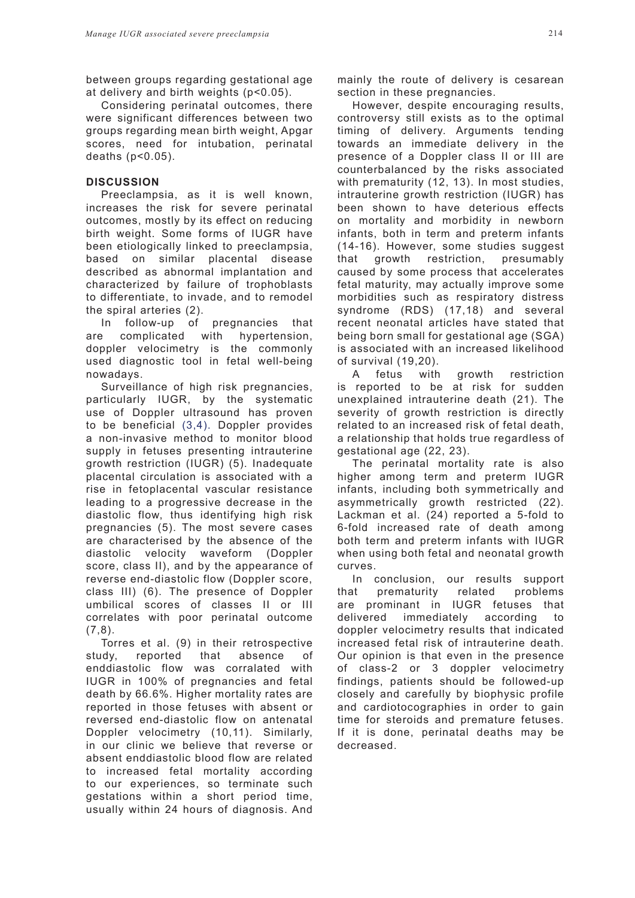between groups regarding gestational age at delivery and birth weights ($p<0.05$).

Considering perinatal outcomes, there were significant differences between two groups regarding mean birth weight, Apgar scores, need for intubation, perinatal deaths ($p<0.05$).

## DISCUSSION

Preeclampsia, as it is well known, increases the risk for severe perinatal outcomes, mostly by its effect on reducing birth weight. Some forms of IUGR have been etiologically linked to preeclampsia, based on similar placental disease described as abnormal implantation and characterized by failure of trophoblasts to differentiate, to invade, and to remodel the spiral arteries (2).

In follow-up of pregnancies that are complicated with hypertension, doppler velocimetry is the commonly used diagnostic tool in fetal well-being nowadays.

Surveillance of high risk pregnancies, particularly IUGR, by the systematic use of Doppler ultrasound has proven to be beneficial (3,4). Doppler provides a non-invasive method to monitor blood supply in fetuses presenting intrauterine growth restriction (IUGR) (5). Inadequate placental circulation is associated with a rise in fetoplacental vascular resistance leading to a progressive decrease in the diastolic flow, thus identifying high risk pregnancies (5). The most severe cases are characterised by the absence of the diastolic velocity waveform (Doppler score, class II), and by the appearance of reverse end-diastolic flow (Doppler score, class III) (6). The presence of Doppler umbilical scores of classes II or III correlates with poor perinatal outcome (7,8).

Torres et al. (9) in their retrospective study, reported that absence of enddiastolic flow was corralated with IUGR in 100% of pregnancies and fetal death by 66.6%. Higher mortality rates are reported in those fetuses with absent or reversed end-diastolic flow on antenatal Doppler velocimetry (10,11). Similarly, in our clinic we believe that reverse or absent enddiastolic blood flow are related to increased fetal mortality according to our experiences, so terminate such gestations within a short period time, usually within 24 hours of diagnosis. And mainly the route of delivery is cesarean section in these pregnancies.

However, despite encouraging results, controversy still exists as to the optimal timing of delivery. Arguments tending towards an immediate delivery in the presence of a Doppler class II or III are counterbalanced by the risks associated with prematurity (12, 13). In most studies, intrauterine growth restriction (IUGR) has been shown to have deterious effects on mortality and morbidity in newborn infants, both in term and preterm infants (14-16). However, some studies suggest that growth restriction, presumably caused by some process that accelerates fetal maturity, may actually improve some morbidities such as respiratory distress syndrome (RDS) (17,18) and several recent neonatal articles have stated that being born small for gestational age (SGA) is associated with an increased likelihood of survival (19,20).

A fetus with growth restriction is reported to be at risk for sudden unexplained intrauterine death (21). The severity of growth restriction is directly related to an increased risk of fetal death, a relationship that holds true regardless of gestational age (22, 23).

The perinatal mortality rate is also higher among term and preterm IUGR infants, including both symmetrically and asymmetrically growth restricted (22). Lackman et al. (24) reported a 5-fold to 6-fold increased rate of death among both term and preterm infants with IUGR when using both fetal and neonatal growth curves.

In conclusion, our results support that prematurity related problems are prominant in IUGR fetuses that delivered immediately according to doppler velocimetry results that indicated increased fetal risk of intrauterine death. Our opinion is that even in the presence of class-2 or 3 doppler velocimetry findings, patients should be followed-up closely and carefully by biophysic profile and cardiotocographies in order to gain time for steroids and premature fetuses. If it is done, perinatal deaths may be decreased.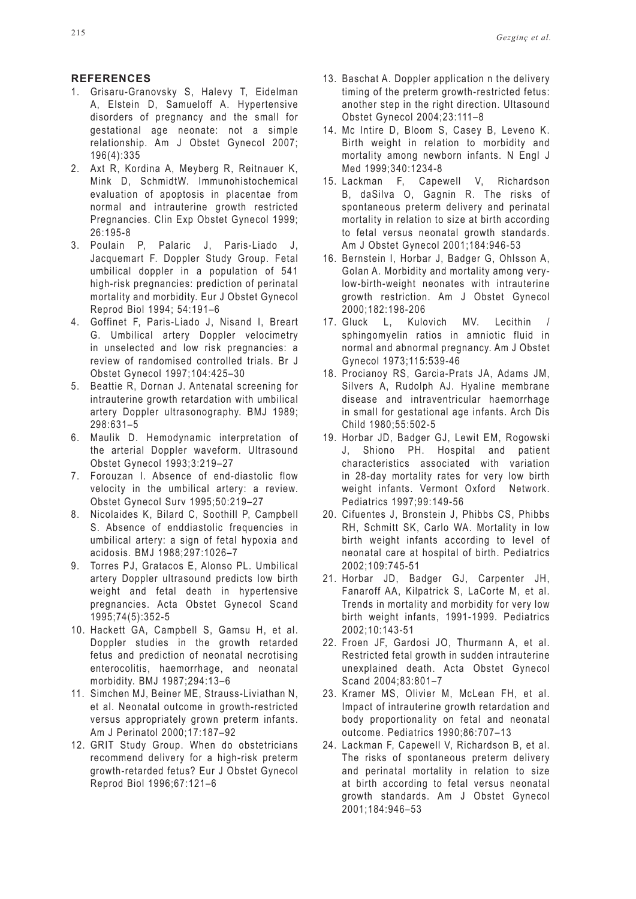## REFERENCES

1. Grisaru-Granovsky S, Halevy T, Eidelman A, Elstein D, Samueloff A. Hypertensive disorders of pregnancy and the small for gestational age neonate: not a simple relationship. Am J Obstet Gynecol 2007; 196(4):335
2. Axt R, Kordina A, Meyberg R, Reitnauer K, Mink D, SchmidtW. Immunohistochemical evaluation of apoptosis in placentae from normal and intrauterine growth restricted Pregnancies. Clin Exp Obstet Gynecol 1999; 26:195-8
3. Poulain P, Palaric J, Paris-Liado J, Jacquemart F. Doppler Study Group. Fetal umbilical doppler in a population of 541 high-risk pregnancies: prediction of perinatal mortality and morbidity. Eur J Obstet Gynecol Reprod Biol 1994; 54:191–6
4. Goffinet F, Paris-Liado J, Nisand I, Breart G. Umbilical artery Doppler velocimetry in unselected and low risk pregnancies: a review of randomised controlled trials. Br J Obstet Gynecol 1997;104:425–30
5. Beattie R, Dornan J. Antenatal screening for intrauterine growth retardation with umbilical artery Doppler ultrasonography. BMJ 1989; 298:631–5
6. Maulik D. Hemodynamic interpretation of the arterial Doppler waveform. Ultrasound Obstet Gynecol 1993;3:219–27
7. Forouzan I. Absence of end-diastolic flow velocity in the umbilical artery: a review. Obstet Gynecol Surv 1995;50:219–27
8. Nicolaides K, Bilard C, Soothill P, Campbell S. Absence of enddiastolic frequencies in umbilical artery: a sign of fetal hypoxia and acidosis. BMJ 1988;297:1026–7
9. Torres PJ, Gratacos E, Alonso PL. Umbilical artery Doppler ultrasound predicts low birth weight and fetal death in hypertensive pregnancies. Acta Obstet Gynecol Scand 1995;74(5):352-5
10. Hackett GA, Campbell S, Gamsu H, et al. Doppler studies in the growth retarded fetus and prediction of neonatal necrotising enterocolitis, haemorrhage, and neonatal morbidity. BMJ 1987;294:13–6
11. Simchen MJ, Beiner ME, Strauss-Liviathan N, et al. Neonatal outcome in growth-restricted versus appropriately grown preterm infants. Am J Perinatol 2000;17:187–92
12. GRIT Study Group. When do obstetricians recommend delivery for a high-risk preterm growth-retarded fetus? Eur J Obstet Gynecol Reprod Biol 1996;67:121–6
13. Baschat A. Doppler application n the delivery timing of the preterm growth-restricted fetus: another step in the right direction. Ultasound Obstet Gynecol 2004;23:111–8
14. Mc Intire D, Bloom S, Casey B, Leveno K. Birth weight in relation to morbidity and mortality among newborn infants. N Engl J Med 1999;340:1234-8
15. Lackman F, Capewell V, Richardson B, daSilva O, Gagnin R. The risks of spontaneous preterm delivery and perinatal mortality in relation to size at birth according to fetal versus neonatal growth standards. Am J Obstet Gynecol 2001;184:946-53
16. Bernstein I, Horbar J, Badger G, Ohlsson A, Golan A. Morbidity and mortality among very-low-birth-weight neonates with intrauterine growth restriction. Am J Obstet Gynecol 2000;182:198-206
17. Gluck L, Kulovich MV. Lecithin / sphingomyelin ratios in amniotic fluid in normal and abnormal pregnancy. Am J Obstet Gynecol 1973;115:539-46
18. Procianoy RS, Garcia-Prats JA, Adams JM, Silvers A, Rudolph AJ. Hyaline membrane disease and intraventricular haemorrhage in small for gestational age infants. Arch Dis Child 1980;55:502-5
19. Horbar JD, Badger GJ, Lewit EM, Rogowski J, Shiono PH. Hospital and patient characteristics associated with variation in 28-day mortality rates for very low birth weight infants. Vermont Oxford Network. Pediatrics 1997;99:149-56
20. Cifuentes J, Bronstein J, Phibbs CS, Phibbs RH, Schmitt SK, Carlo WA. Mortality in low birth weight infants according to level of neonatal care at hospital of birth. Pediatrics 2002;109:745-51
21. Horbar JD, Badger GJ, Carpenter JH, Fanaroff AA, Kilpatrick S, LaCorte M, et al. Trends in mortality and morbidity for very low birth weight infants, 1991-1999. Pediatrics 2002;10:143-51
22. Froen JF, Gardosi JO, Thurmann A, et al. Restricted fetal growth in sudden intrauterine unexplained death. Acta Obstet Gynecol Scand 2004;83:801–7
23. Kramer MS, Olivier M, McLean FH, et al. Impact of intrauterine growth retardation and body proportionality on fetal and neonatal outcome. Pediatrics 1990;86:707–13
24. Lackman F, Capewell V, Richardson B, et al. The risks of spontaneous preterm delivery and perinatal mortality in relation to size at birth according to fetal versus neonatal growth standards. Am J Obstet Gynecol 2001;184:946–53